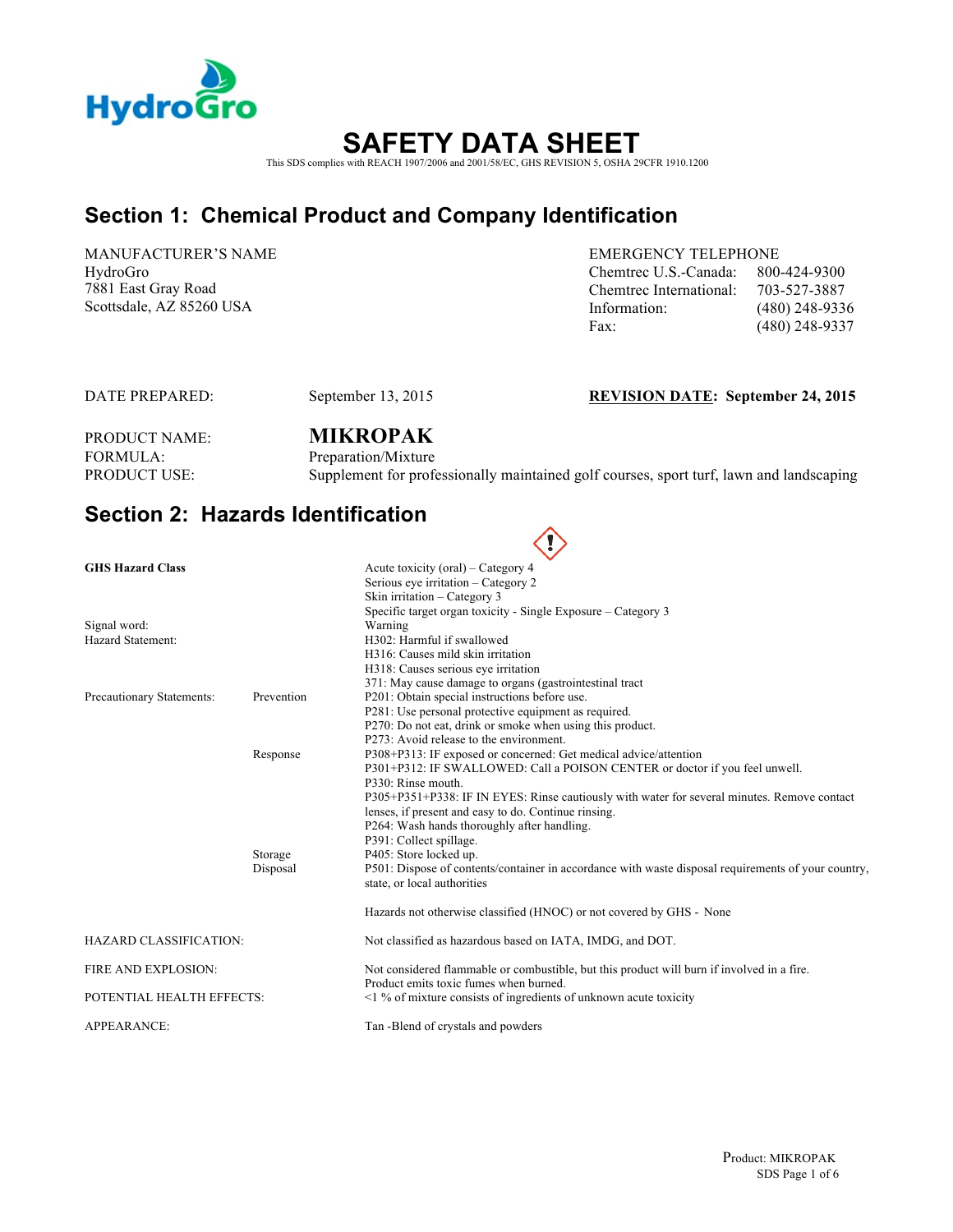# SAFETY DATA SHEET

This SDS complies with REACH 1907/2006 and 2001/58/EC, GHS REVISION 5, OSHA 29CFR 1910.1200

## Section 1: Chemical Product and Company Identification

MANUFACTURER'S NAME
HydroGro
7881 East Gray Road
Scottsdale, AZ 85260 USA

EMERGENCY TELEPHONE

| | |
|---|---|
| Chemtrec U.S.-Canada: | 800-424-9300 |
| Chemtrec International: | 703-527-3887 |
| Information: | (480) 248-9336 |
| Fax: | (480) 248-9337 |

DATE PREPARED: September 13, 2015

**REVISION DATE: September 24, 2015**

PRODUCT NAME: **MIKROPAK**
FORMULA: Preparation/Mixture
PRODUCT USE: Supplement for professionally maintained golf courses, sport turf, lawn and landscaping

## Section 2: Hazards Identification

**GHS Hazard Class**

Acute toxicity (oral) – Category 4
Serious eye irritation – Category 2
Skin irritation – Category 3
Specific target organ toxicity - Single Exposure – Category 3

Signal word: Warning

Hazard Statement:
H302: Harmful if swallowed
H316: Causes mild skin irritation
H318: Causes serious eye irritation
371: May cause damage to organs (gastrointestinal tract

Precautionary Statements:

Prevention
P201: Obtain special instructions before use.
P281: Use personal protective equipment as required.
P270: Do not eat, drink or smoke when using this product.
P273: Avoid release to the environment.

Response
P308+P313: IF exposed or concerned: Get medical advice/attention
P301+P312: IF SWALLOWED: Call a POISON CENTER or doctor if you feel unwell.
P330: Rinse mouth.
P305+P351+P338: IF IN EYES: Rinse cautiously with water for several minutes. Remove contact lenses, if present and easy to do. Continue rinsing.
P264: Wash hands thoroughly after handling.
P391: Collect spillage.

Storage
P405: Store locked up.

Disposal
P501: Dispose of contents/container in accordance with waste disposal requirements of your country, state, or local authorities

Hazards not otherwise classified (HNOC) or not covered by GHS - None

HAZARD CLASSIFICATION: Not classified as hazardous based on IATA, IMDG, and DOT.

FIRE AND EXPLOSION: Not considered flammable or combustible, but this product will burn if involved in a fire. Product emits toxic fumes when burned.

POTENTIAL HEALTH EFFECTS: <1 % of mixture consists of ingredients of unknown acute toxicity

APPEARANCE: Tan -Blend of crystals and powders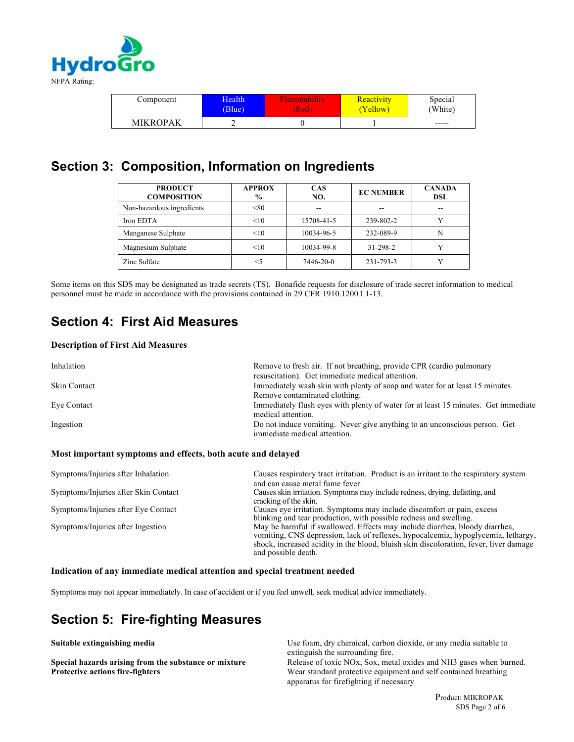NFPA Rating:

| Component | Health (Blue) | Flammability (Red) | Reactivity (Yellow) | Special (White) |
|---|---|---|---|---|
| MIKROPAK | 2 | 0 | 1 | ----- |

## Section 3: Composition, Information on Ingredients

| PRODUCT COMPOSITION | APPROX % | CAS NO. | EC NUMBER | CANADA DSL |
|---|---|---|---|---|
| Non-hazardous ingredients | <80 | -- | -- | -- |
| Iron EDTA | <10 | 15708-41-5 | 239-802-2 | Y |
| Manganese Sulphate | <10 | 10034-96-5 | 232-089-9 | N |
| Magnesium Sulphate | <10 | 10034-99-8 | 31-298-2 | Y |
| Zinc Sulfate | <5 | 7446-20-0 | 231-793-3 | Y |

Some items on this SDS may be designated as trade secrets (TS). Bonafide requests for disclosure of trade secret information to medical personnel must be made in accordance with the provisions contained in 29 CFR 1910.1200 I 1-13.

## Section 4: First Aid Measures

### Description of First Aid Measures

| | |
|---|---|
| Inhalation | Remove to fresh air. If not breathing, provide CPR (cardio pulmonary resuscitation). Get immediate medical attention. |
| Skin Contact | Immediately wash skin with plenty of soap and water for at least 15 minutes. Remove contaminated clothing. |
| Eye Contact | Immediately flush eyes with plenty of water for at least 15 minutes. Get immediate medical attention. |
| Ingestion | Do not induce vomiting. Never give anything to an unconscious person. Get immediate medical attention. |

### Most important symptoms and effects, both acute and delayed

| | |
|---|---|
| Symptoms/Injuries after Inhalation | Causes respiratory tract irritation. Product is an irritant to the respiratory system and can cause metal fume fever. |
| Symptoms/Injuries after Skin Contact | Causes skin irritation. Symptoms may include redness, drying, defatting, and cracking of the skin. |
| Symptoms/Injuries after Eye Contact | Causes eye irritation. Symptoms may include discomfort or pain, excess blinking and tear production, with possible redness and swelling. |
| Symptoms/Injuries after Ingestion | May be harmful if swallowed. Effects may include diarrhea, bloody diarrhea, vomiting, CNS depression, lack of reflexes, hypocalcemia, hypoglycemia, lethargy, shock, increased acidity in the blood, bluish skin discoloration, fever, liver damage and possible death. |

### Indication of any immediate medical attention and special treatment needed

Symptoms may not appear immediately. In case of accident or if you feel unwell, seek medical advice immediately.

## Section 5: Fire-fighting Measures

| | |
|---|---|
| **Suitable extinguishing media** | Use foam, dry chemical, carbon dioxide, or any media suitable to extinguish the surrounding fire. |
| **Special hazards arising from the substance or mixture** | Release of toxic NOx, Sox, metal oxides and NH3 gases when burned. |
| **Protective actions fire-fighters** | Wear standard protective equipment and self contained breathing apparatus for firefighting if necessary |

Product: MIKROPAK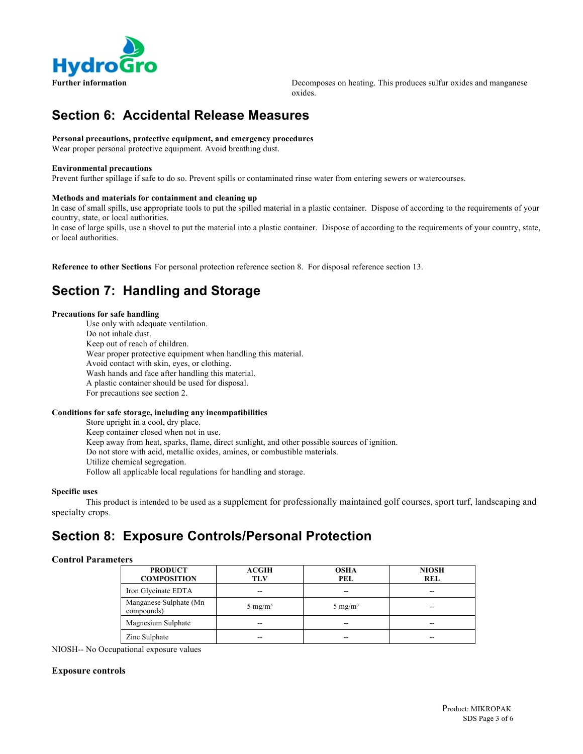**Further information** Decomposes on heating. This produces sulfur oxides and manganese oxides.

## Section 6: Accidental Release Measures

**Personal precautions, protective equipment, and emergency procedures**
Wear proper personal protective equipment. Avoid breathing dust.

**Environmental precautions**
Prevent further spillage if safe to do so. Prevent spills or contaminated rinse water from entering sewers or watercourses.

**Methods and materials for containment and cleaning up**
In case of small spills, use appropriate tools to put the spilled material in a plastic container. Dispose of according to the requirements of your country, state, or local authorities.
In case of large spills, use a shovel to put the material into a plastic container. Dispose of according to the requirements of your country, state, or local authorities.

**Reference to other Sections** For personal protection reference section 8. For disposal reference section 13.

## Section 7: Handling and Storage

**Precautions for safe handling**

Use only with adequate ventilation.
Do not inhale dust.
Keep out of reach of children.
Wear proper protective equipment when handling this material.
Avoid contact with skin, eyes, or clothing.
Wash hands and face after handling this material.
A plastic container should be used for disposal.
For precautions see section 2.

**Conditions for safe storage, including any incompatibilities**

Store upright in a cool, dry place.
Keep container closed when not in use.
Keep away from heat, sparks, flame, direct sunlight, and other possible sources of ignition.
Do not store with acid, metallic oxides, amines, or combustible materials.
Utilize chemical segregation.
Follow all applicable local regulations for handling and storage.

**Specific uses**

This product is intended to be used as a supplement for professionally maintained golf courses, sport turf, landscaping and specialty crops.

## Section 8: Exposure Controls/Personal Protection

**Control Parameters**

| PRODUCT COMPOSITION | ACGIH TLV | OSHA PEL | NIOSH REL |
|---|---|---|---|
| Iron Glycinate EDTA | -- | -- | -- |
| Manganese Sulphate (Mn compounds) | 5 mg/m³ | 5 mg/m³ | -- |
| Magnesium Sulphate | -- | -- | -- |
| Zinc Sulphate | -- | -- | -- |

NIOSH-- No Occupational exposure values

**Exposure controls**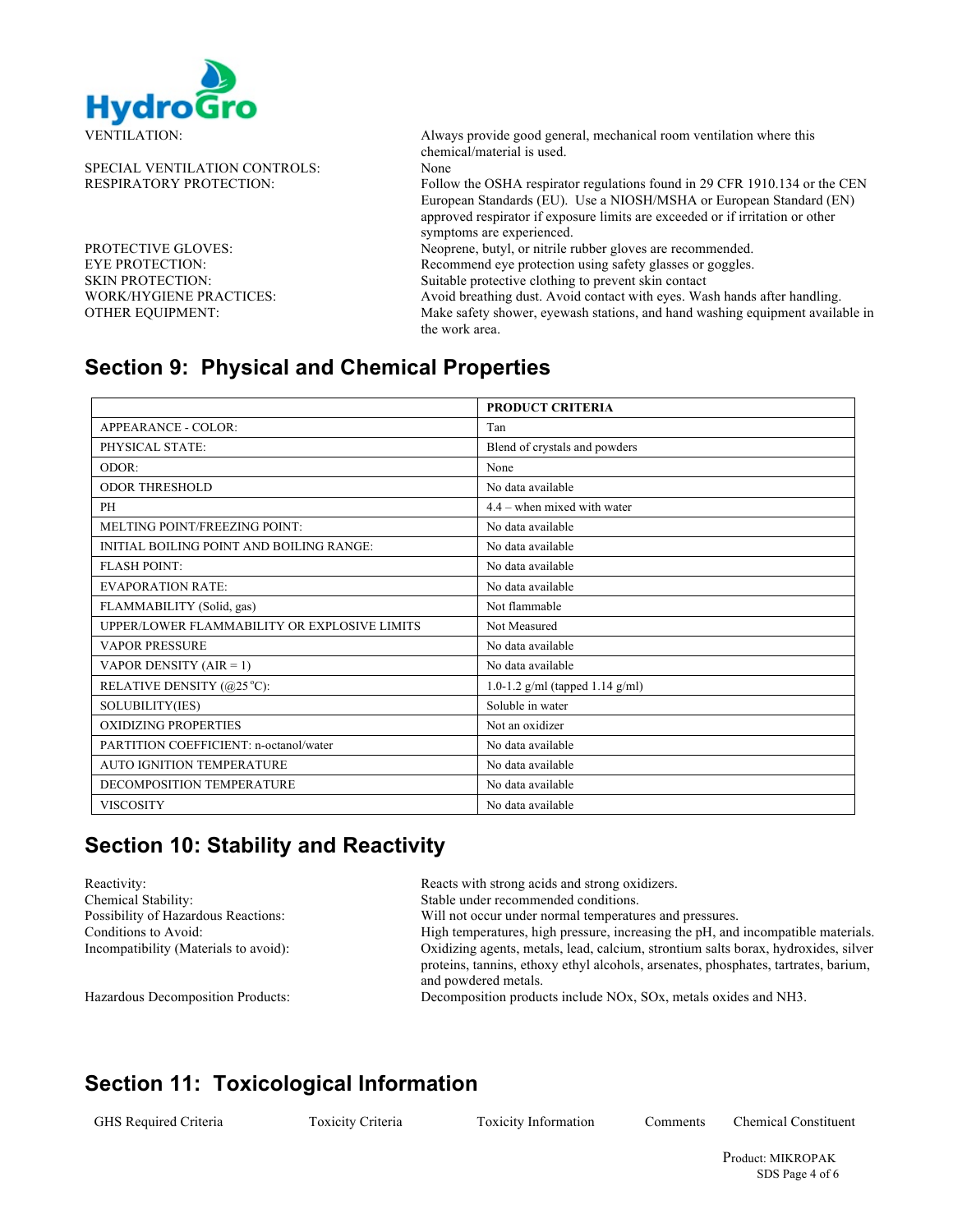| | |
|---|---|
| VENTILATION: | Always provide good general, mechanical room ventilation where this chemical/material is used. |
| SPECIAL VENTILATION CONTROLS: | None |
| RESPIRATORY PROTECTION: | Follow the OSHA respirator regulations found in 29 CFR 1910.134 or the CEN European Standards (EU). Use a NIOSH/MSHA or European Standard (EN) approved respirator if exposure limits are exceeded or if irritation or other symptoms are experienced. |
| PROTECTIVE GLOVES: | Neoprene, butyl, or nitrile rubber gloves are recommended. |
| EYE PROTECTION: | Recommend eye protection using safety glasses or goggles. |
| SKIN PROTECTION: | Suitable protective clothing to prevent skin contact |
| WORK/HYGIENE PRACTICES: | Avoid breathing dust. Avoid contact with eyes. Wash hands after handling. |
| OTHER EQUIPMENT: | Make safety shower, eyewash stations, and hand washing equipment available in the work area. |

## Section 9: Physical and Chemical Properties

| | PRODUCT CRITERIA |
|---|---|
| APPEARANCE - COLOR: | Tan |
| PHYSICAL STATE: | Blend of crystals and powders |
| ODOR: | None |
| ODOR THRESHOLD | No data available |
| PH | 4.4 – when mixed with water |
| MELTING POINT/FREEZING POINT: | No data available |
| INITIAL BOILING POINT AND BOILING RANGE: | No data available |
| FLASH POINT: | No data available |
| EVAPORATION RATE: | No data available |
| FLAMMABILITY (Solid, gas) | Not flammable |
| UPPER/LOWER FLAMMABILITY OR EXPLOSIVE LIMITS | Not Measured |
| VAPOR PRESSURE | No data available |
| VAPOR DENSITY (AIR = 1) | No data available |
| RELATIVE DENSITY (@25 °C): | 1.0-1.2 g/ml (tapped 1.14 g/ml) |
| SOLUBILITY(IES) | Soluble in water |
| OXIDIZING PROPERTIES | Not an oxidizer |
| PARTITION COEFFICIENT: n-octanol/water | No data available |
| AUTO IGNITION TEMPERATURE | No data available |
| DECOMPOSITION TEMPERATURE | No data available |
| VISCOSITY | No data available |

## Section 10: Stability and Reactivity

| | |
|---|---|
| Reactivity: | Reacts with strong acids and strong oxidizers. |
| Chemical Stability: | Stable under recommended conditions. |
| Possibility of Hazardous Reactions: | Will not occur under normal temperatures and pressures. |
| Conditions to Avoid: | High temperatures, high pressure, increasing the pH, and incompatible materials. |
| Incompatibility (Materials to avoid): | Oxidizing agents, metals, lead, calcium, strontium salts borax, hydroxides, silver proteins, tannins, ethoxy ethyl alcohols, arsenates, phosphates, tartrates, barium, and powdered metals. |
| Hazardous Decomposition Products: | Decomposition products include NOx, SOx, metals oxides and $NH_3$. |

## Section 11: Toxicological Information

| GHS Required Criteria | Toxicity Criteria | Toxicity Information | Comments | Chemical Constituent |
|---|---|---|---|---|

Product: MIKROPAK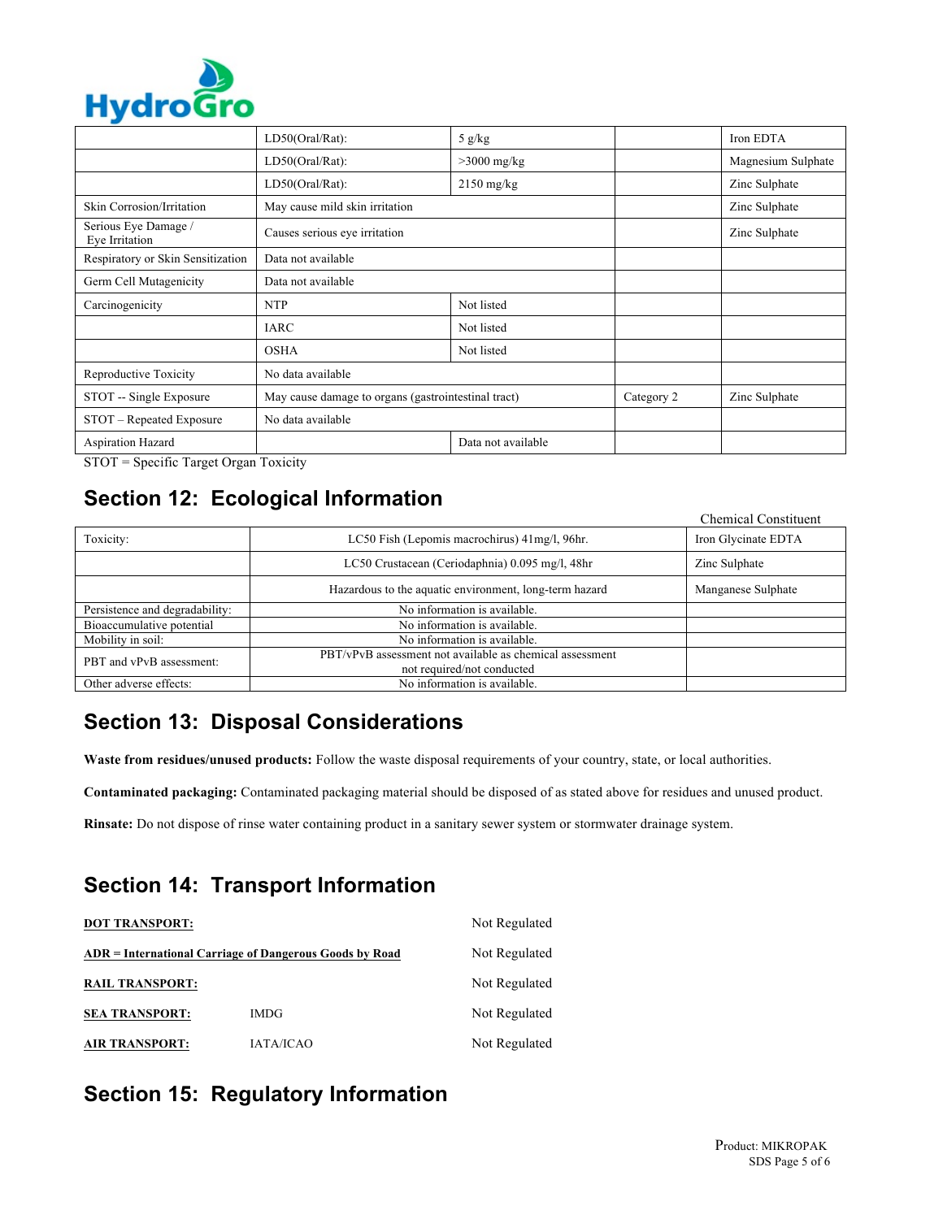| | | | | |
|---|---|---|---|---|
| | LD50(Oral/Rat): | 5 g/kg | | Iron EDTA |
| | LD50(Oral/Rat): | >3000 mg/kg | | Magnesium Sulphate |
| | LD50(Oral/Rat): | 2150 mg/kg | | Zinc Sulphate |
| Skin Corrosion/Irritation | May cause mild skin irritation | | | Zinc Sulphate |
| Serious Eye Damage / Eye Irritation | Causes serious eye irritation | | | Zinc Sulphate |
| Respiratory or Skin Sensitization | Data not available | | | |
| Germ Cell Mutagenicity | Data not available | | | |
| Carcinogenicity | NTP | Not listed | | |
| | IARC | Not listed | | |
| | OSHA | Not listed | | |
| Reproductive Toxicity | No data available | | | |
| STOT -- Single Exposure | May cause damage to organs (gastrointestinal tract) | | Category 2 | Zinc Sulphate |
| STOT – Repeated Exposure | No data available | | | |
| Aspiration Hazard | | Data not available | | |

STOT = Specific Target Organ Toxicity

## Section 12: Ecological Information

| | | Chemical Constituent |
|---|---|---|
| Toxicity: | LC50 Fish (Lepomis macrochirus) 41mg/l, 96hr. | Iron Glycinate EDTA |
| | LC50 Crustacean (Ceriodaphnia) 0.095 mg/l, 48hr | Zinc Sulphate |
| | Hazardous to the aquatic environment, long-term hazard | Manganese Sulphate |
| Persistence and degradability: | No information is available. | |
| Bioaccumulative potential | No information is available. | |
| Mobility in soil: | No information is available. | |
| PBT and vPvB assessment: | PBT/vPvB assessment not available as chemical assessment not required/not conducted | |
| Other adverse effects: | No information is available. | |

## Section 13: Disposal Considerations

**Waste from residues/unused products:** Follow the waste disposal requirements of your country, state, or local authorities.

**Contaminated packaging:** Contaminated packaging material should be disposed of as stated above for residues and unused product.

**Rinsate:** Do not dispose of rinse water containing product in a sanitary sewer system or stormwater drainage system.

## Section 14: Transport Information

| | | |
|---|---|---|
| **DOT TRANSPORT:** | | Not Regulated |
| **ADR = International Carriage of Dangerous Goods by Road** | | Not Regulated |
| **RAIL TRANSPORT:** | | Not Regulated |
| **SEA TRANSPORT:** | IMDG | Not Regulated |
| **AIR TRANSPORT:** | IATA/ICAO | Not Regulated |

## Section 15: Regulatory Information

Product: MIKROPAK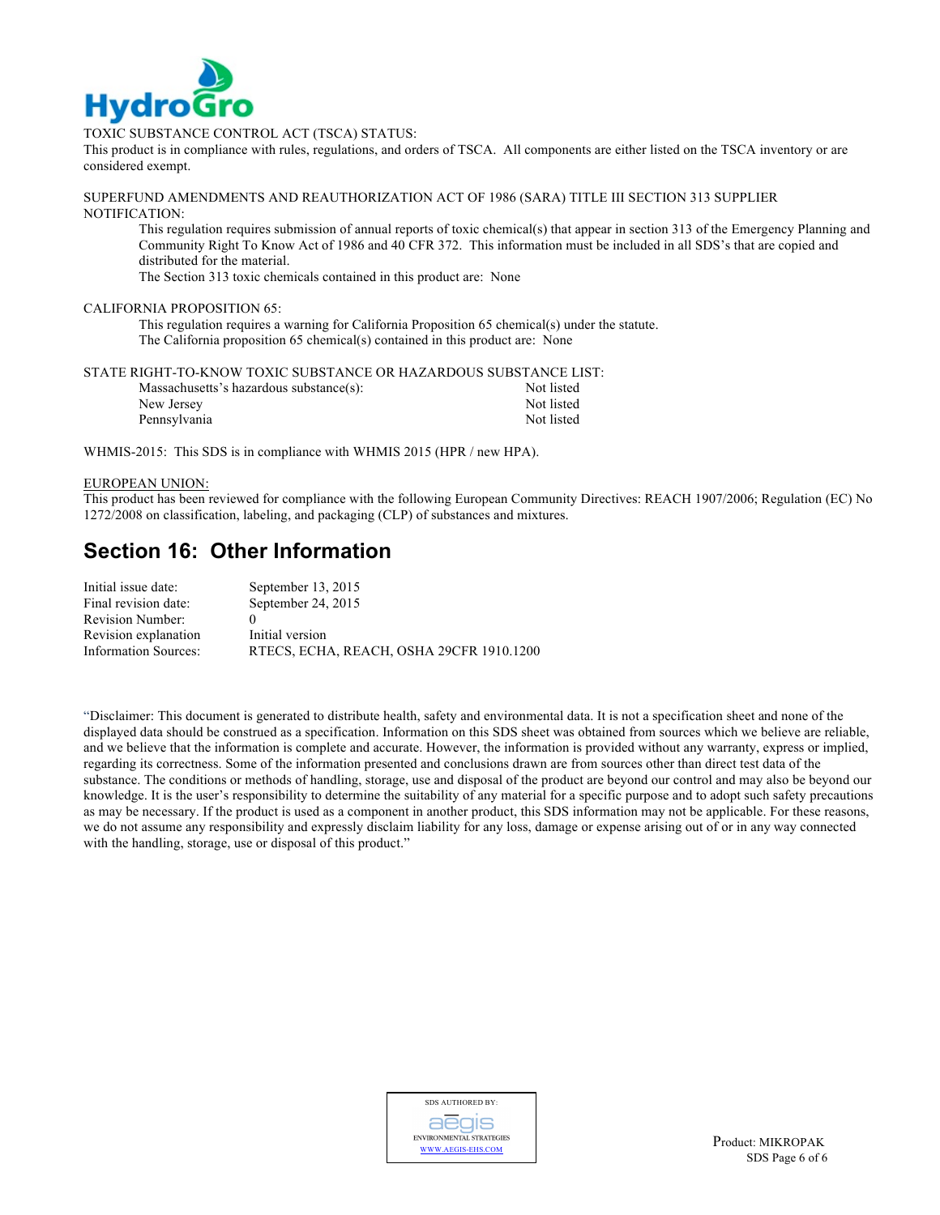TOXIC SUBSTANCE CONTROL ACT (TSCA) STATUS:
This product is in compliance with rules, regulations, and orders of TSCA. All components are either listed on the TSCA inventory or are considered exempt.

SUPERFUND AMENDMENTS AND REAUTHORIZATION ACT OF 1986 (SARA) TITLE III SECTION 313 SUPPLIER NOTIFICATION:

This regulation requires submission of annual reports of toxic chemical(s) that appear in section 313 of the Emergency Planning and Community Right To Know Act of 1986 and 40 CFR 372. This information must be included in all SDS's that are copied and distributed for the material.

The Section 313 toxic chemicals contained in this product are: None

CALIFORNIA PROPOSITION 65:

This regulation requires a warning for California Proposition 65 chemical(s) under the statute.

The California proposition 65 chemical(s) contained in this product are: None

STATE RIGHT-TO-KNOW TOXIC SUBSTANCE OR HAZARDOUS SUBSTANCE LIST:

| | |
|---|---|
| Massachusetts's hazardous substance(s): | Not listed |
| New Jersey | Not listed |
| Pennsylvania | Not listed |

WHMIS-2015: This SDS is in compliance with WHMIS 2015 (HPR / new HPA).

EUROPEAN UNION:
This product has been reviewed for compliance with the following European Community Directives: REACH 1907/2006; Regulation (EC) No 1272/2008 on classification, labeling, and packaging (CLP) of substances and mixtures.

## Section 16: Other Information

| | |
|---|---|
| Initial issue date: | September 13, 2015 |
| Final revision date: | September 24, 2015 |
| Revision Number: | 0 |
| Revision explanation | Initial version |
| Information Sources: | RTECS, ECHA, REACH, OSHA 29CFR 1910.1200 |

"Disclaimer: This document is generated to distribute health, safety and environmental data. It is not a specification sheet and none of the displayed data should be construed as a specification. Information on this SDS sheet was obtained from sources which we believe are reliable, and we believe that the information is complete and accurate. However, the information is provided without any warranty, express or implied, regarding its correctness. Some of the information presented and conclusions drawn are from sources other than direct test data of the substance. The conditions or methods of handling, storage, use and disposal of the product are beyond our control and may also be beyond our knowledge. It is the user's responsibility to determine the suitability of any material for a specific purpose and to adopt such safety precautions as may be necessary. If the product is used as a component in another product, this SDS information may not be applicable. For these reasons, we do not assume any responsibility and expressly disclaim liability for any loss, damage or expense arising out of or in any way connected with the handling, storage, use or disposal of this product."

SDS AUTHORED BY:
aegis
ENVIRONMENTAL STRATEGIES
WWW.AEGIS-EHS.COM